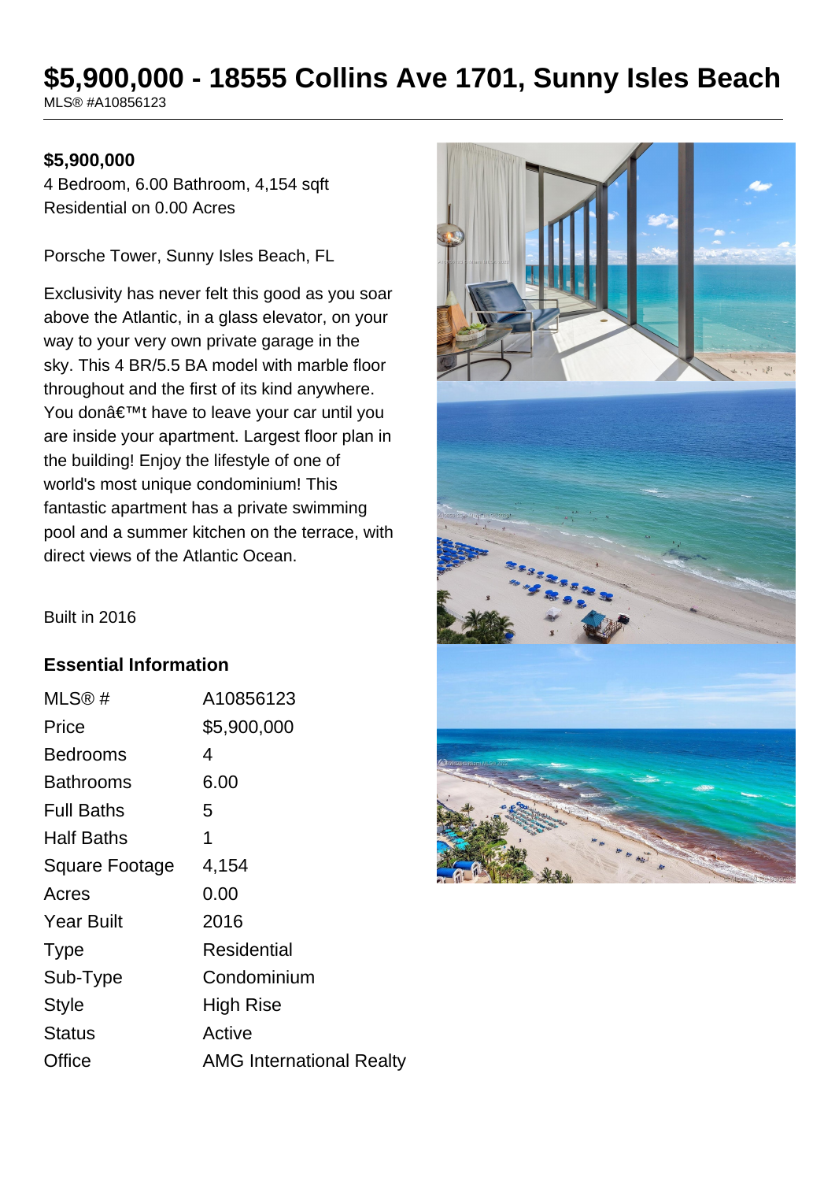# $5,900,000 - 18555 Collins Ave 1701, Sunny Isles Beach

MLS® #A10856123

**$5,900,000**

4 Bedroom, 6.00 Bathroom, 4,154 sqft
Residential on 0.00 Acres

Porsche Tower, Sunny Isles Beach, FL

Exclusivity has never felt this good as you soar above the Atlantic, in a glass elevator, on your way to your very own private garage in the sky. This 4 BR/5.5 BA model with marble floor throughout and the first of its kind anywhere. You donâ€™t have to leave your car until you are inside your apartment. Largest floor plan in the building! Enjoy the lifestyle of one of world's most unique condominium! This fantastic apartment has a private swimming pool and a summer kitchen on the terrace, with direct views of the Atlantic Ocean.

Built in 2016

## Essential Information

| | |
|---|---|
| MLS® # | A10856123 |
| Price | $5,900,000 |
| Bedrooms | 4 |
| Bathrooms | 6.00 |
| Full Baths | 5 |
| Half Baths | 1 |
| Square Footage | 4,154 |
| Acres | 0.00 |
| Year Built | 2016 |
| Type | Residential |
| Sub-Type | Condominium |
| Style | High Rise |
| Status | Active |
| Office | AMG International Realty |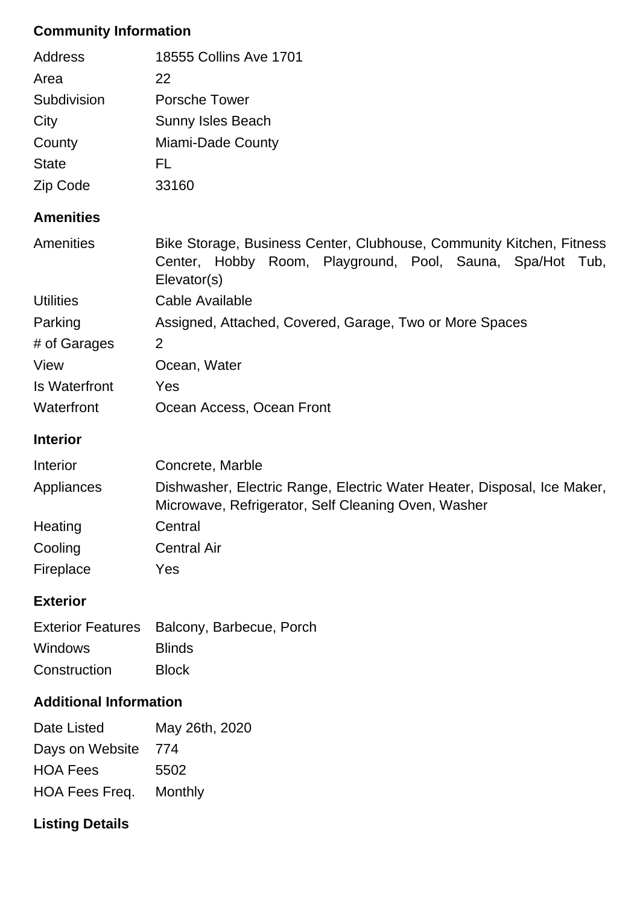## Community Information

| | |
|---|---|
| Address | 18555 Collins Ave 1701 |
| Area | 22 |
| Subdivision | Porsche Tower |
| City | Sunny Isles Beach |
| County | Miami-Dade County |
| State | FL |
| Zip Code | 33160 |

## Amenities

| | |
|---|---|
| Amenities | Bike Storage, Business Center, Clubhouse, Community Kitchen, Fitness Center, Hobby Room, Playground, Pool, Sauna, Spa/Hot Tub, Elevator(s) |
| Utilities | Cable Available |
| Parking | Assigned, Attached, Covered, Garage, Two or More Spaces |
| # of Garages | 2 |
| View | Ocean, Water |
| Is Waterfront | Yes |
| Waterfront | Ocean Access, Ocean Front |

## Interior

| | |
|---|---|
| Interior | Concrete, Marble |
| Appliances | Dishwasher, Electric Range, Electric Water Heater, Disposal, Ice Maker, Microwave, Refrigerator, Self Cleaning Oven, Washer |
| Heating | Central |
| Cooling | Central Air |
| Fireplace | Yes |

## Exterior

| | |
|---|---|
| Exterior Features | Balcony, Barbecue, Porch |
| Windows | Blinds |
| Construction | Block |

## Additional Information

| | |
|---|---|
| Date Listed | May 26th, 2020 |
| Days on Website | 774 |
| HOA Fees | 5502 |
| HOA Fees Freq. | Monthly |

## Listing Details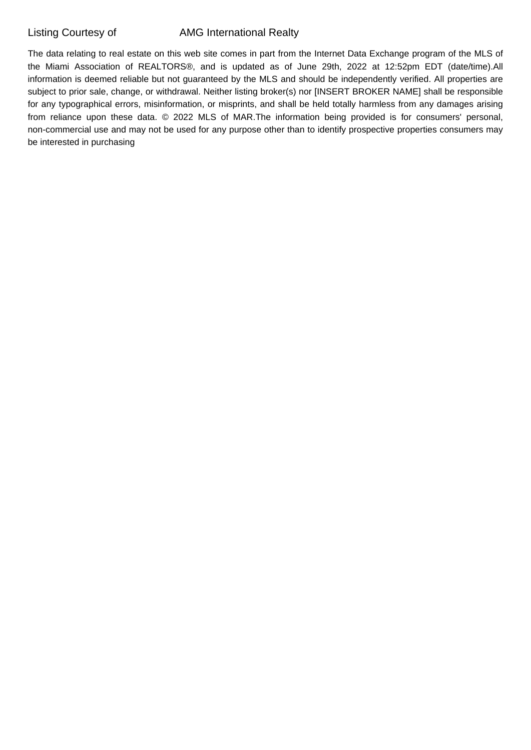Listing Courtesy of AMG International Realty

The data relating to real estate on this web site comes in part from the Internet Data Exchange program of the MLS of the Miami Association of REALTORS®, and is updated as of June 29th, 2022 at 12:52pm EDT (date/time).All information is deemed reliable but not guaranteed by the MLS and should be independently verified. All properties are subject to prior sale, change, or withdrawal. Neither listing broker(s) nor [INSERT BROKER NAME] shall be responsible for any typographical errors, misinformation, or misprints, and shall be held totally harmless from any damages arising from reliance upon these data. © 2022 MLS of MAR.The information being provided is for consumers' personal, non-commercial use and may not be used for any purpose other than to identify prospective properties consumers may be interested in purchasing